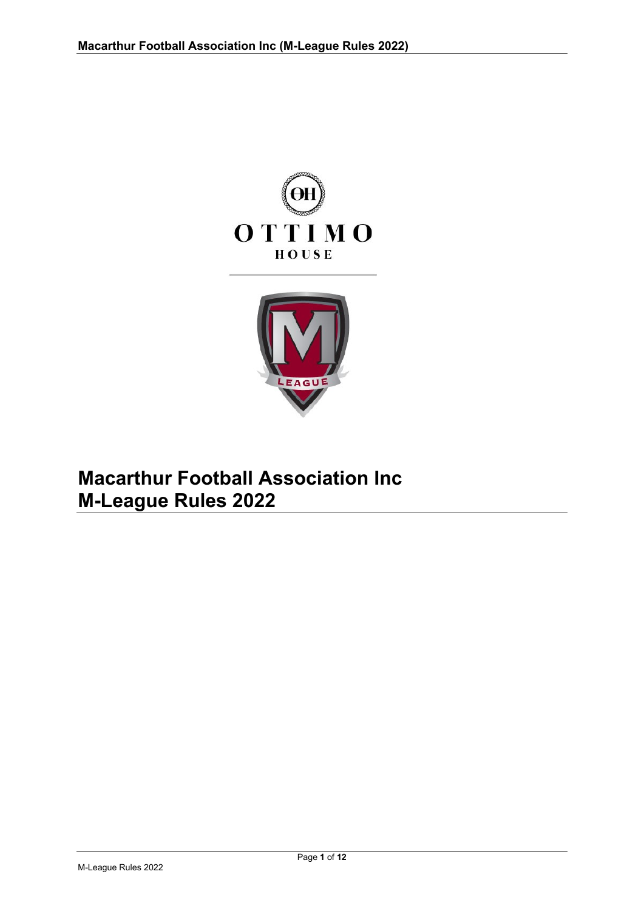# Macarthur Football Association Inc
# M-League Rules 2022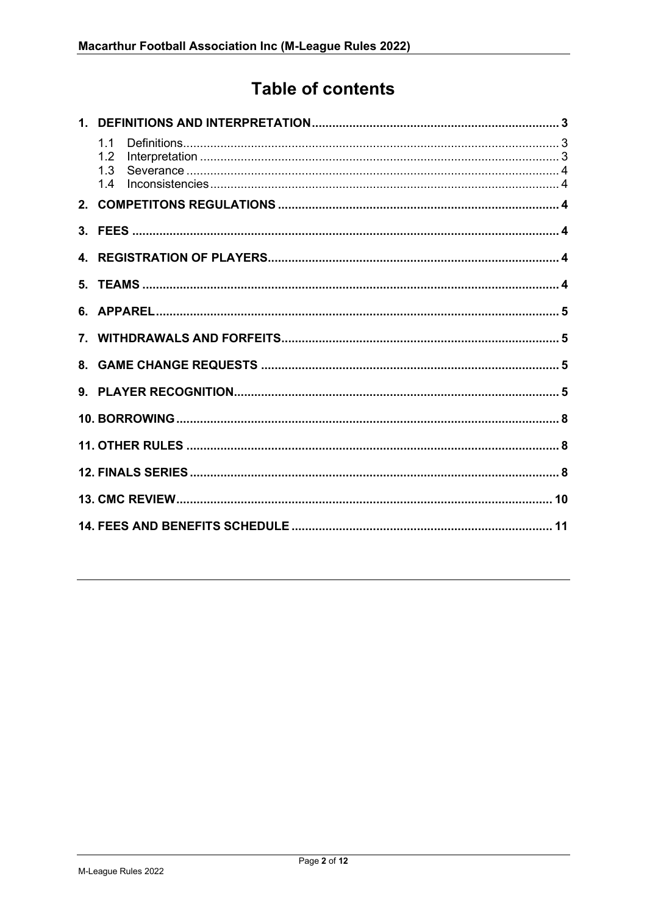# Table of contents

**1. DEFINITIONS AND INTERPRETATION** ........ 3

- 1.1 Definitions ........ 3
- 1.2 Interpretation ........ 3
- 1.3 Severance ........ 4
- 1.4 Inconsistencies ........ 4

**2. COMPETITONS REGULATIONS** ........ 4

**3. FEES** ........ 4

**4. REGISTRATION OF PLAYERS** ........ 4

**5. TEAMS** ........ 4

**6. APPAREL** ........ 5

**7. WITHDRAWALS AND FORFEITS** ........ 5

**8. GAME CHANGE REQUESTS** ........ 5

**9. PLAYER RECOGNITION** ........ 5

**10. BORROWING** ........ 8

**11. OTHER RULES** ........ 8

**12. FINALS SERIES** ........ 8

**13. CMC REVIEW** ........ 10

**14. FEES AND BENEFITS SCHEDULE** ........ 11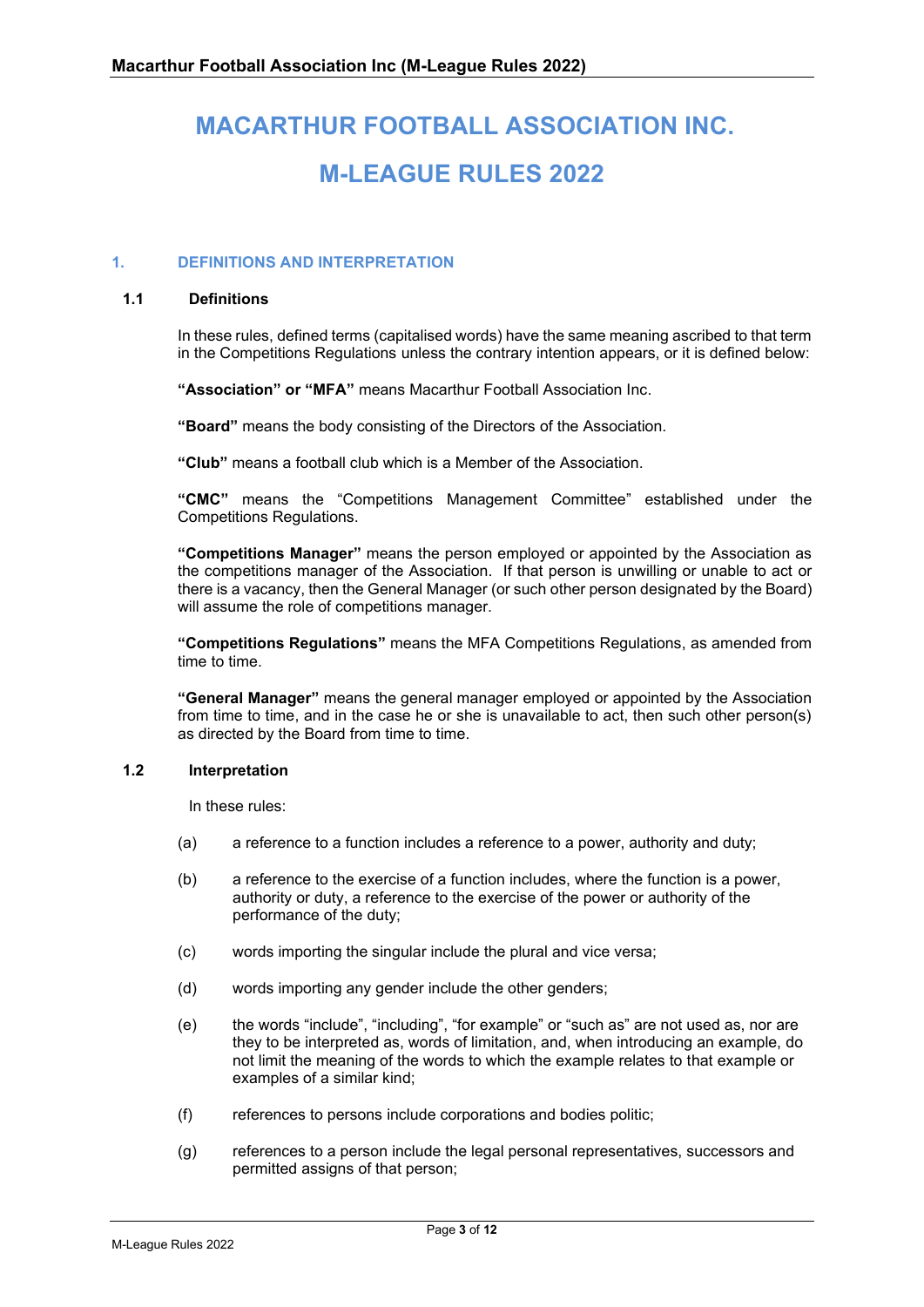# MACARTHUR FOOTBALL ASSOCIATION INC.

# M-LEAGUE RULES 2022

## 1. DEFINITIONS AND INTERPRETATION

### 1.1 Definitions

In these rules, defined terms (capitalised words) have the same meaning ascribed to that term in the Competitions Regulations unless the contrary intention appears, or it is defined below:

**"Association" or "MFA"** means Macarthur Football Association Inc.

**"Board"** means the body consisting of the Directors of the Association.

**"Club"** means a football club which is a Member of the Association.

**"CMC"** means the "Competitions Management Committee" established under the Competitions Regulations.

**"Competitions Manager"** means the person employed or appointed by the Association as the competitions manager of the Association. If that person is unwilling or unable to act or there is a vacancy, then the General Manager (or such other person designated by the Board) will assume the role of competitions manager.

**"Competitions Regulations"** means the MFA Competitions Regulations, as amended from time to time.

**"General Manager"** means the general manager employed or appointed by the Association from time to time, and in the case he or she is unavailable to act, then such other person(s) as directed by the Board from time to time.

### 1.2 Interpretation

In these rules:

(a) a reference to a function includes a reference to a power, authority and duty;

(b) a reference to the exercise of a function includes, where the function is a power, authority or duty, a reference to the exercise of the power or authority of the performance of the duty;

(c) words importing the singular include the plural and vice versa;

(d) words importing any gender include the other genders;

(e) the words "include", "including", "for example" or "such as" are not used as, nor are they to be interpreted as, words of limitation, and, when introducing an example, do not limit the meaning of the words to which the example relates to that example or examples of a similar kind;

(f) references to persons include corporations and bodies politic;

(g) references to a person include the legal personal representatives, successors and permitted assigns of that person;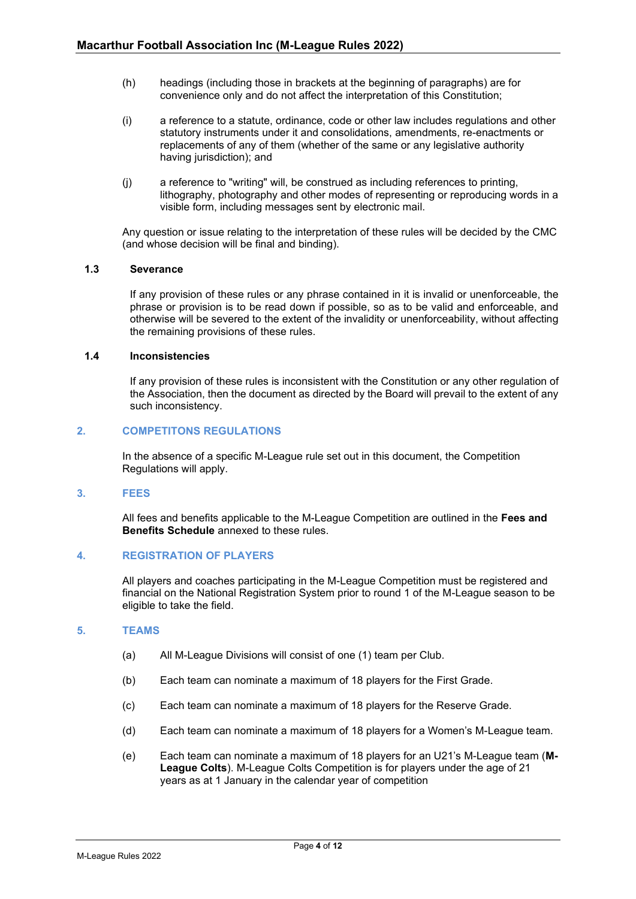(h) headings (including those in brackets at the beginning of paragraphs) are for convenience only and do not affect the interpretation of this Constitution;

(i) a reference to a statute, ordinance, code or other law includes regulations and other statutory instruments under it and consolidations, amendments, re-enactments or replacements of any of them (whether of the same or any legislative authority having jurisdiction); and

(j) a reference to "writing" will, be construed as including references to printing, lithography, photography and other modes of representing or reproducing words in a visible form, including messages sent by electronic mail.

Any question or issue relating to the interpretation of these rules will be decided by the CMC (and whose decision will be final and binding).

### 1.3 Severance

If any provision of these rules or any phrase contained in it is invalid or unenforceable, the phrase or provision is to be read down if possible, so as to be valid and enforceable, and otherwise will be severed to the extent of the invalidity or unenforceability, without affecting the remaining provisions of these rules.

### 1.4 Inconsistencies

If any provision of these rules is inconsistent with the Constitution or any other regulation of the Association, then the document as directed by the Board will prevail to the extent of any such inconsistency.

## 2. COMPETITONS REGULATIONS

In the absence of a specific M-League rule set out in this document, the Competition Regulations will apply.

## 3. FEES

All fees and benefits applicable to the M-League Competition are outlined in the **Fees and Benefits Schedule** annexed to these rules.

## 4. REGISTRATION OF PLAYERS

All players and coaches participating in the M-League Competition must be registered and financial on the National Registration System prior to round 1 of the M-League season to be eligible to take the field.

## 5. TEAMS

(a) All M-League Divisions will consist of one (1) team per Club.

(b) Each team can nominate a maximum of 18 players for the First Grade.

(c) Each team can nominate a maximum of 18 players for the Reserve Grade.

(d) Each team can nominate a maximum of 18 players for a Women's M-League team.

(e) Each team can nominate a maximum of 18 players for an U21's M-League team (**M-League Colts**). M-League Colts Competition is for players under the age of 21 years as at 1 January in the calendar year of competition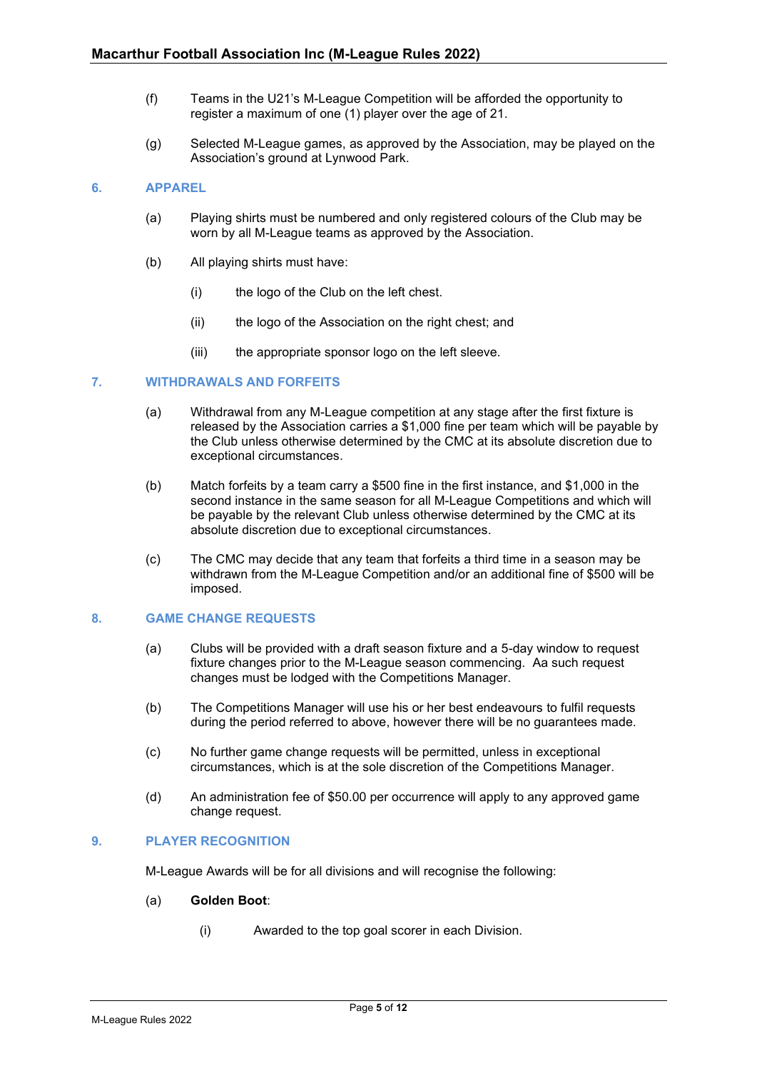(f) Teams in the U21's M-League Competition will be afforded the opportunity to register a maximum of one (1) player over the age of 21.

(g) Selected M-League games, as approved by the Association, may be played on the Association's ground at Lynwood Park.

## 6. APPAREL

(a) Playing shirts must be numbered and only registered colours of the Club may be worn by all M-League teams as approved by the Association.

(b) All playing shirts must have:

  (i) the logo of the Club on the left chest.

  (ii) the logo of the Association on the right chest; and

  (iii) the appropriate sponsor logo on the left sleeve.

## 7. WITHDRAWALS AND FORFEITS

(a) Withdrawal from any M-League competition at any stage after the first fixture is released by the Association carries a $1,000 fine per team which will be payable by the Club unless otherwise determined by the CMC at its absolute discretion due to exceptional circumstances.

(b) Match forfeits by a team carry a $500 fine in the first instance, and $1,000 in the second instance in the same season for all M-League Competitions and which will be payable by the relevant Club unless otherwise determined by the CMC at its absolute discretion due to exceptional circumstances.

(c) The CMC may decide that any team that forfeits a third time in a season may be withdrawn from the M-League Competition and/or an additional fine of $500 will be imposed.

## 8. GAME CHANGE REQUESTS

(a) Clubs will be provided with a draft season fixture and a 5-day window to request fixture changes prior to the M-League season commencing. Aa such request changes must be lodged with the Competitions Manager.

(b) The Competitions Manager will use his or her best endeavours to fulfil requests during the period referred to above, however there will be no guarantees made.

(c) No further game change requests will be permitted, unless in exceptional circumstances, which is at the sole discretion of the Competitions Manager.

(d) An administration fee of $50.00 per occurrence will apply to any approved game change request.

## 9. PLAYER RECOGNITION

M-League Awards will be for all divisions and will recognise the following:

(a) **Golden Boot**:

  (i) Awarded to the top goal scorer in each Division.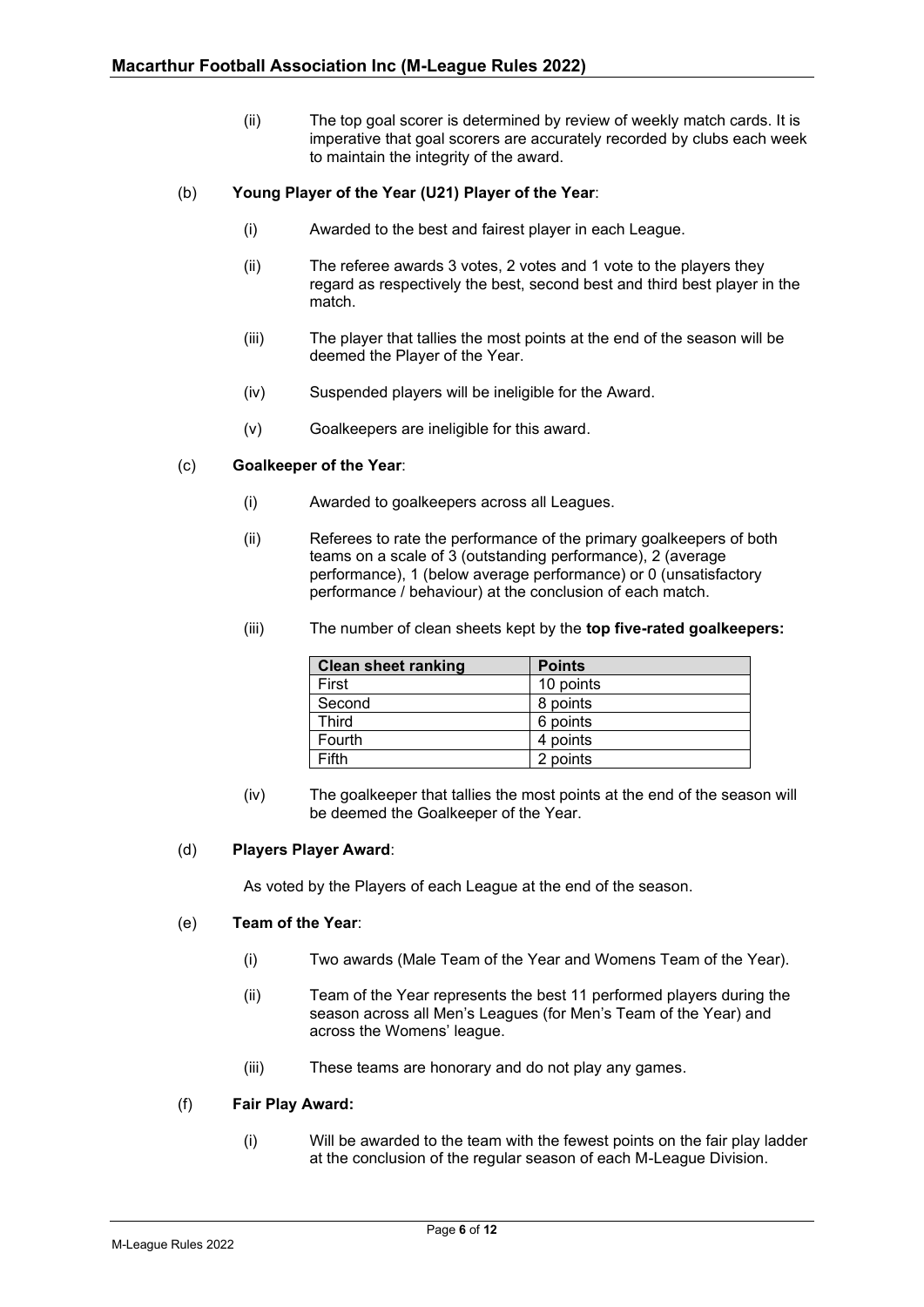(ii) The top goal scorer is determined by review of weekly match cards. It is imperative that goal scorers are accurately recorded by clubs each week to maintain the integrity of the award.

(b) **Young Player of the Year (U21) Player of the Year**:

(i) Awarded to the best and fairest player in each League.

(ii) The referee awards 3 votes, 2 votes and 1 vote to the players they regard as respectively the best, second best and third best player in the match.

(iii) The player that tallies the most points at the end of the season will be deemed the Player of the Year.

(iv) Suspended players will be ineligible for the Award.

(v) Goalkeepers are ineligible for this award.

(c) **Goalkeeper of the Year**:

(i) Awarded to goalkeepers across all Leagues.

(ii) Referees to rate the performance of the primary goalkeepers of both teams on a scale of 3 (outstanding performance), 2 (average performance), 1 (below average performance) or 0 (unsatisfactory performance / behaviour) at the conclusion of each match.

(iii) The number of clean sheets kept by the **top five-rated goalkeepers:**

| Clean sheet ranking | Points |
|---|---|
| First | 10 points |
| Second | 8 points |
| Third | 6 points |
| Fourth | 4 points |
| Fifth | 2 points |

(iv) The goalkeeper that tallies the most points at the end of the season will be deemed the Goalkeeper of the Year.

(d) **Players Player Award**:

As voted by the Players of each League at the end of the season.

(e) **Team of the Year**:

(i) Two awards (Male Team of the Year and Womens Team of the Year).

(ii) Team of the Year represents the best 11 performed players during the season across all Men's Leagues (for Men's Team of the Year) and across the Womens' league.

(iii) These teams are honorary and do not play any games.

(f) **Fair Play Award:**

(i) Will be awarded to the team with the fewest points on the fair play ladder at the conclusion of the regular season of each M-League Division.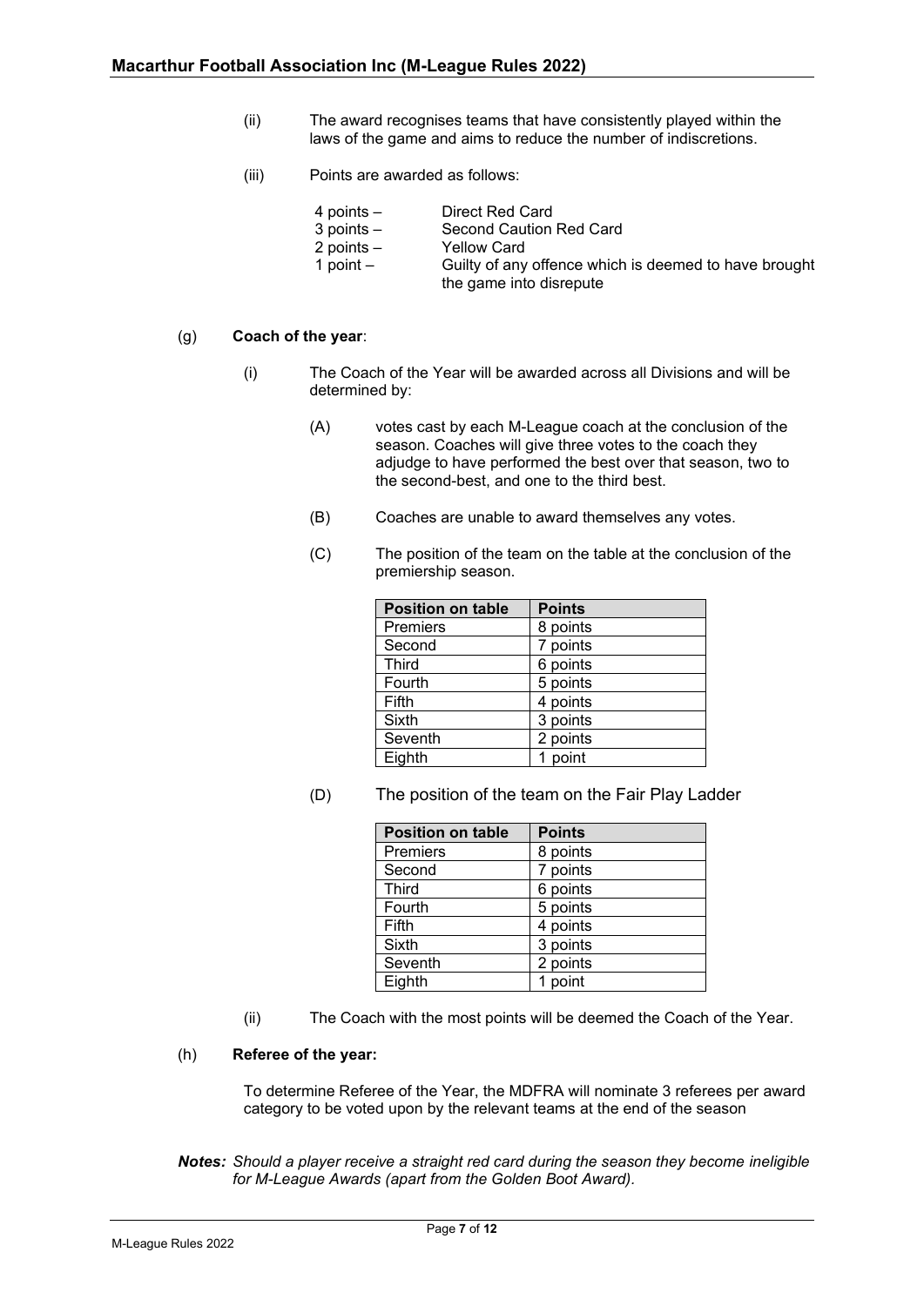(ii) The award recognises teams that have consistently played within the laws of the game and aims to reduce the number of indiscretions.

(iii) Points are awarded as follows:

- 4 points – Direct Red Card
- 3 points – Second Caution Red Card
- 2 points – Yellow Card
- 1 point – Guilty of any offence which is deemed to have brought the game into disrepute

(g) **Coach of the year**:

(i) The Coach of the Year will be awarded across all Divisions and will be determined by:

(A) votes cast by each M-League coach at the conclusion of the season. Coaches will give three votes to the coach they adjudge to have performed the best over that season, two to the second-best, and one to the third best.

(B) Coaches are unable to award themselves any votes.

(C) The position of the team on the table at the conclusion of the premiership season.

| Position on table | Points |
|---|---|
| Premiers | 8 points |
| Second | 7 points |
| Third | 6 points |
| Fourth | 5 points |
| Fifth | 4 points |
| Sixth | 3 points |
| Seventh | 2 points |
| Eighth | 1 point |

(D) The position of the team on the Fair Play Ladder

| Position on table | Points |
|---|---|
| Premiers | 8 points |
| Second | 7 points |
| Third | 6 points |
| Fourth | 5 points |
| Fifth | 4 points |
| Sixth | 3 points |
| Seventh | 2 points |
| Eighth | 1 point |

(ii) The Coach with the most points will be deemed the Coach of the Year.

(h) **Referee of the year:**

To determine Referee of the Year, the MDFRA will nominate 3 referees per award category to be voted upon by the relevant teams at the end of the season

***Notes:*** *Should a player receive a straight red card during the season they become ineligible for M-League Awards (apart from the Golden Boot Award).*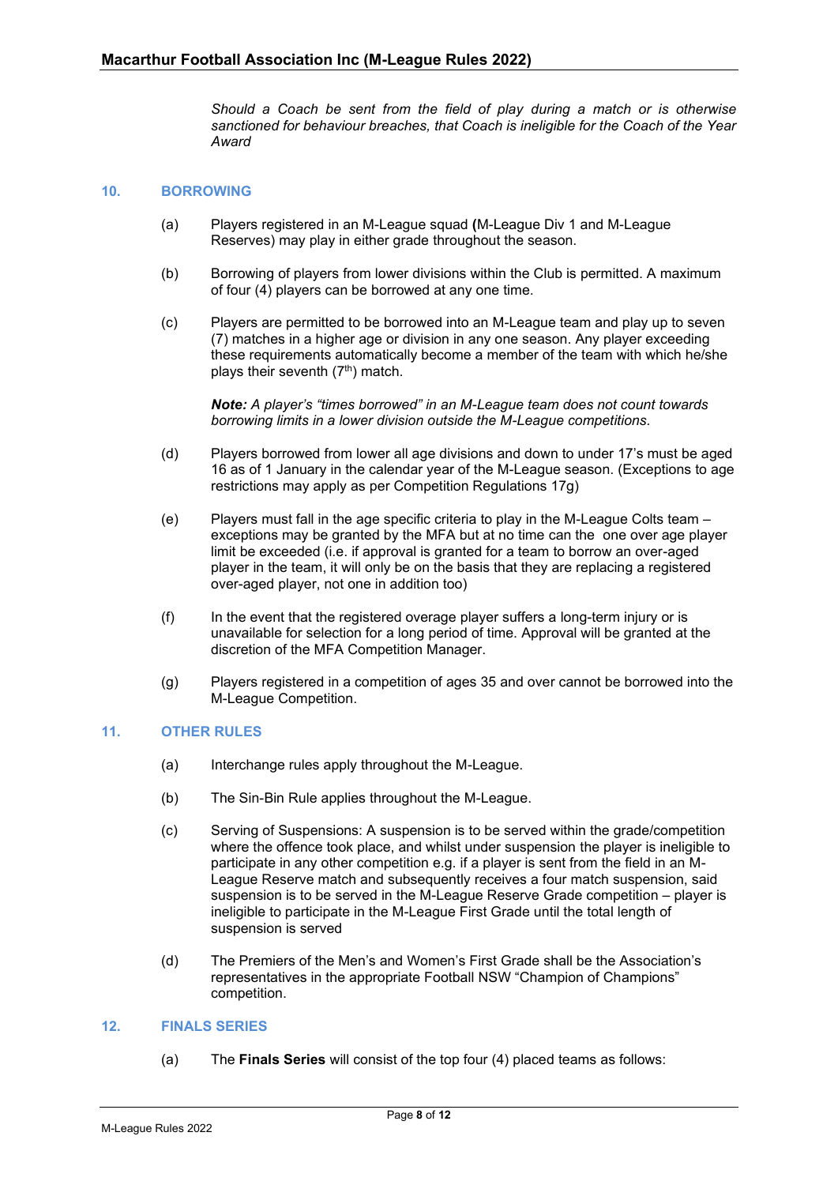*Should a Coach be sent from the field of play during a match or is otherwise sanctioned for behaviour breaches, that Coach is ineligible for the Coach of the Year Award*

## 10. BORROWING

(a) Players registered in an M-League squad **(**M-League Div 1 and M-League Reserves) may play in either grade throughout the season.

(b) Borrowing of players from lower divisions within the Club is permitted. A maximum of four (4) players can be borrowed at any one time.

(c) Players are permitted to be borrowed into an M-League team and play up to seven (7) matches in a higher age or division in any one season. Any player exceeding these requirements automatically become a member of the team with which he/she plays their seventh (7th) match.

***Note:*** *A player's "times borrowed" in an M-League team does not count towards borrowing limits in a lower division outside the M-League competitions.*

(d) Players borrowed from lower all age divisions and down to under 17's must be aged 16 as of 1 January in the calendar year of the M-League season. (Exceptions to age restrictions may apply as per Competition Regulations 17g)

(e) Players must fall in the age specific criteria to play in the M-League Colts team – exceptions may be granted by the MFA but at no time can the one over age player limit be exceeded (i.e. if approval is granted for a team to borrow an over-aged player in the team, it will only be on the basis that they are replacing a registered over-aged player, not one in addition too)

(f) In the event that the registered overage player suffers a long-term injury or is unavailable for selection for a long period of time. Approval will be granted at the discretion of the MFA Competition Manager.

(g) Players registered in a competition of ages 35 and over cannot be borrowed into the M-League Competition.

## 11. OTHER RULES

(a) Interchange rules apply throughout the M-League.

(b) The Sin-Bin Rule applies throughout the M-League.

(c) Serving of Suspensions: A suspension is to be served within the grade/competition where the offence took place, and whilst under suspension the player is ineligible to participate in any other competition e.g. if a player is sent from the field in an M-League Reserve match and subsequently receives a four match suspension, said suspension is to be served in the M-League Reserve Grade competition – player is ineligible to participate in the M-League First Grade until the total length of suspension is served

(d) The Premiers of the Men's and Women's First Grade shall be the Association's representatives in the appropriate Football NSW "Champion of Champions" competition.

## 12. FINALS SERIES

(a) The **Finals Series** will consist of the top four (4) placed teams as follows: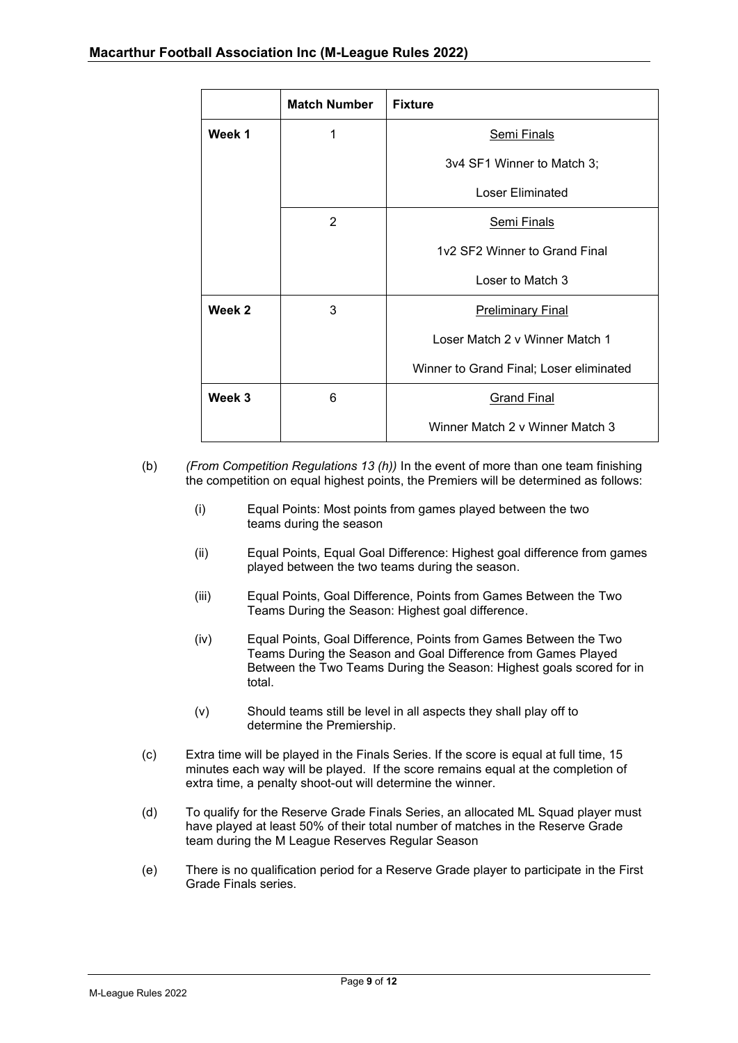| | Match Number | Fixture |
|---|---|---|
| **Week 1** | 1 | Semi Finals<br>3v4 SF1 Winner to Match 3;<br>Loser Eliminated |
| | 2 | Semi Finals<br>1v2 SF2 Winner to Grand Final<br>Loser to Match 3 |
| **Week 2** | 3 | Preliminary Final<br>Loser Match 2 v Winner Match 1<br>Winner to Grand Final; Loser eliminated |
| **Week 3** | 6 | Grand Final<br>Winner Match 2 v Winner Match 3 |

(b) *(From Competition Regulations 13 (h))* In the event of more than one team finishing the competition on equal highest points, the Premiers will be determined as follows:

   (i) Equal Points: Most points from games played between the two teams during the season

   (ii) Equal Points, Equal Goal Difference: Highest goal difference from games played between the two teams during the season.

   (iii) Equal Points, Goal Difference, Points from Games Between the Two Teams During the Season: Highest goal difference.

   (iv) Equal Points, Goal Difference, Points from Games Between the Two Teams During the Season and Goal Difference from Games Played Between the Two Teams During the Season: Highest goals scored for in total.

   (v) Should teams still be level in all aspects they shall play off to determine the Premiership.

(c) Extra time will be played in the Finals Series. If the score is equal at full time, 15 minutes each way will be played. If the score remains equal at the completion of extra time, a penalty shoot-out will determine the winner.

(d) To qualify for the Reserve Grade Finals Series, an allocated ML Squad player must have played at least 50% of their total number of matches in the Reserve Grade team during the M League Reserves Regular Season

(e) There is no qualification period for a Reserve Grade player to participate in the First Grade Finals series.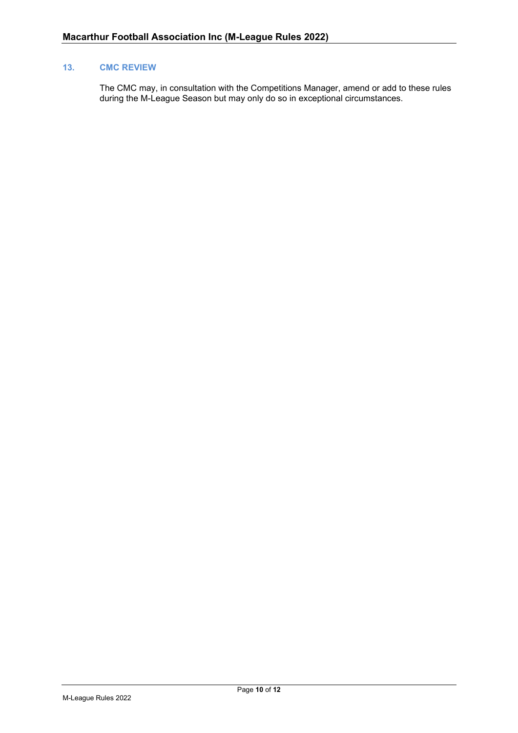## 13. CMC REVIEW

The CMC may, in consultation with the Competitions Manager, amend or add to these rules during the M-League Season but may only do so in exceptional circumstances.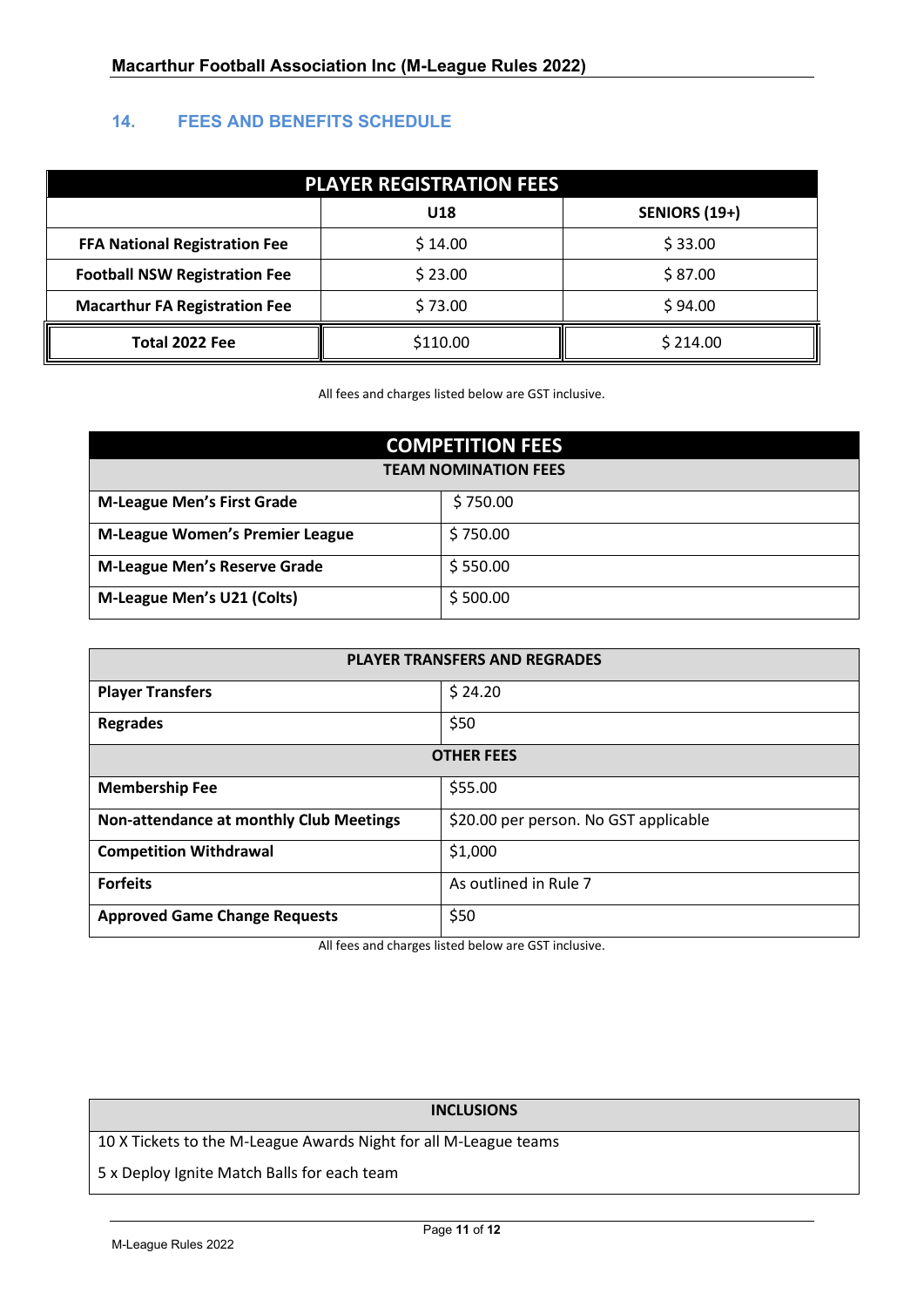## 14. FEES AND BENEFITS SCHEDULE

| PLAYER REGISTRATION FEES | | |
|---|---|---|
| | U18 | SENIORS (19+) |
| **FFA National Registration Fee** | $ 14.00 | $ 33.00 |
| **Football NSW Registration Fee** | $ 23.00 | $ 87.00 |
| **Macarthur FA Registration Fee** | $ 73.00 | $ 94.00 |
| **Total 2022 Fee** | $110.00 | $ 214.00 |

All fees and charges listed below are GST inclusive.

| COMPETITION FEES | |
|---|---|
| **TEAM NOMINATION FEES** | |
| **M-League Men's First Grade** | $ 750.00 |
| **M-League Women's Premier League** | $ 750.00 |
| **M-League Men's Reserve Grade** | $ 550.00 |
| **M-League Men's U21 (Colts)** | $ 500.00 |

| PLAYER TRANSFERS AND REGRADES | |
|---|---|
| **Player Transfers** | $ 24.20 |
| **Regrades** | $50 |
| **OTHER FEES** | |
| **Membership Fee** | $55.00 |
| **Non-attendance at monthly Club Meetings** | $20.00 per person. No GST applicable |
| **Competition Withdrawal** | $1,000 |
| **Forfeits** | As outlined in Rule 7 |
| **Approved Game Change Requests** | $50 |

All fees and charges listed below are GST inclusive.

| INCLUSIONS |
|---|
| 10 X Tickets to the M-League Awards Night for all M-League teams |
| 5 x Deploy Ignite Match Balls for each team |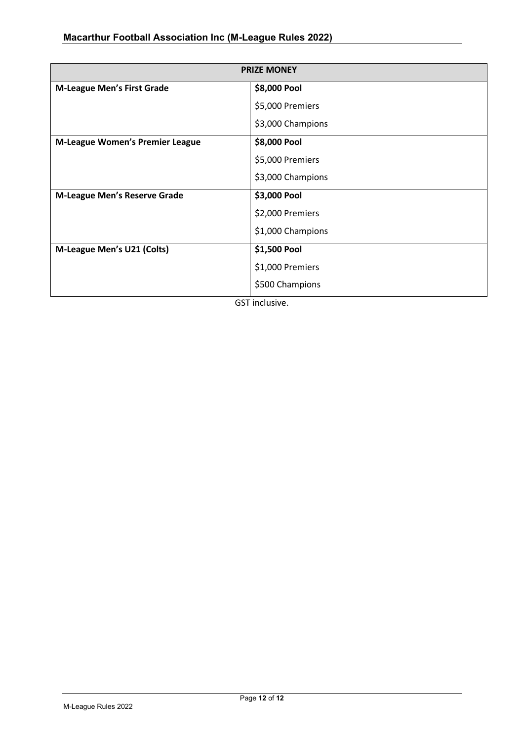| PRIZE MONEY | |
|---|---|
| **M-League Men's First Grade** | **$8,000 Pool** |
| | $5,000 Premiers |
| | $3,000 Champions |
| **M-League Women's Premier League** | **$8,000 Pool** |
| | $5,000 Premiers |
| | $3,000 Champions |
| **M-League Men's Reserve Grade** | **$3,000 Pool** |
| | $2,000 Premiers |
| | $1,000 Champions |
| **M-League Men's U21 (Colts)** | **$1,500 Pool** |
| | $1,000 Premiers |
| | $500 Champions |

GST inclusive.